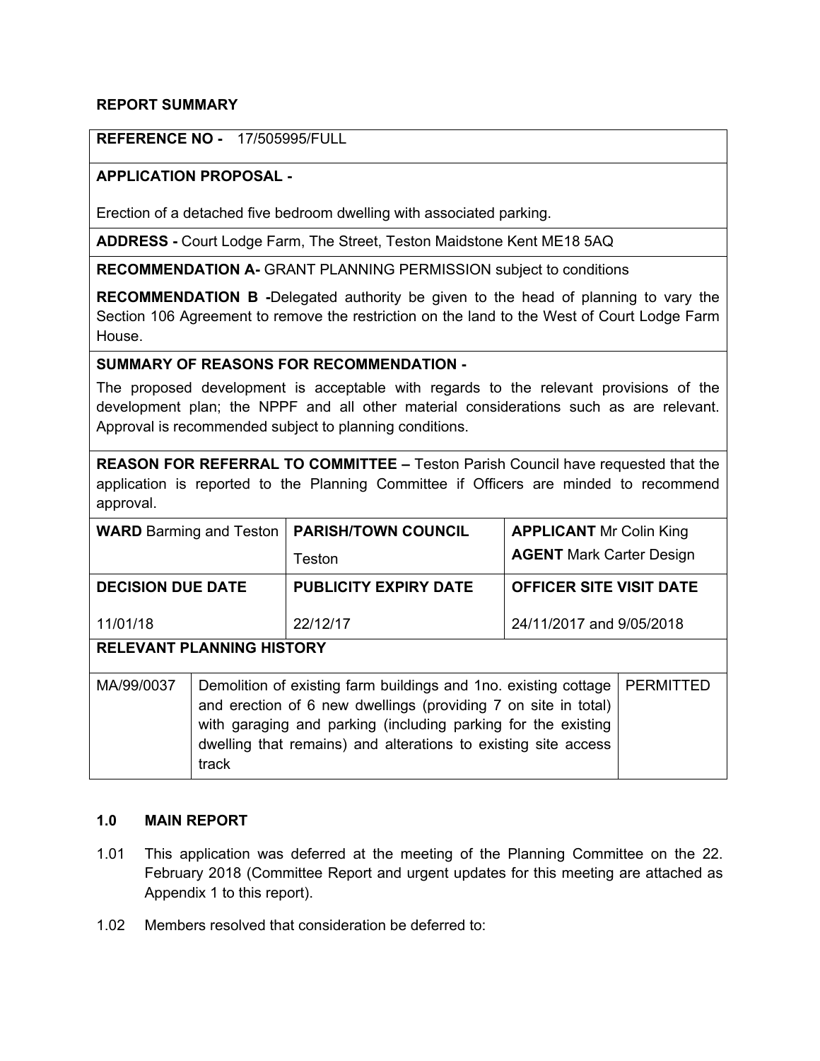## REPORT SUMMARY

**REFERENCE NO -** 17/505995/FULL

**APPLICATION PROPOSAL -**

Erection of a detached five bedroom dwelling with associated parking.

**ADDRESS -** Court Lodge Farm, The Street, Teston Maidstone Kent ME18 5AQ

**RECOMMENDATION A-** GRANT PLANNING PERMISSION subject to conditions

**RECOMMENDATION B -**Delegated authority be given to the head of planning to vary the Section 106 Agreement to remove the restriction on the land to the West of Court Lodge Farm House.

**SUMMARY OF REASONS FOR RECOMMENDATION -**

The proposed development is acceptable with regards to the relevant provisions of the development plan; the NPPF and all other material considerations such as are relevant. Approval is recommended subject to planning conditions.

**REASON FOR REFERRAL TO COMMITTEE –** Teston Parish Council have requested that the application is reported to the Planning Committee if Officers are minded to recommend approval.

| **WARD** Barming and Teston | **PARISH/TOWN COUNCIL** Teston | **APPLICANT** Mr Colin King **AGENT** Mark Carter Design |
|---|---|---|
| **DECISION DUE DATE** 11/01/18 | **PUBLICITY EXPIRY DATE** 22/12/17 | **OFFICER SITE VISIT DATE** 24/11/2017 and 9/05/2018 |

**RELEVANT PLANNING HISTORY**

| | | |
|---|---|---|
| MA/99/0037 | Demolition of existing farm buildings and 1no. existing cottage and erection of 6 new dwellings (providing 7 on site in total) with garaging and parking (including parking for the existing dwelling that remains) and alterations to existing site access track | PERMITTED |

## 1.0 MAIN REPORT

1.01 This application was deferred at the meeting of the Planning Committee on the 22. February 2018 (Committee Report and urgent updates for this meeting are attached as Appendix 1 to this report).

1.02 Members resolved that consideration be deferred to: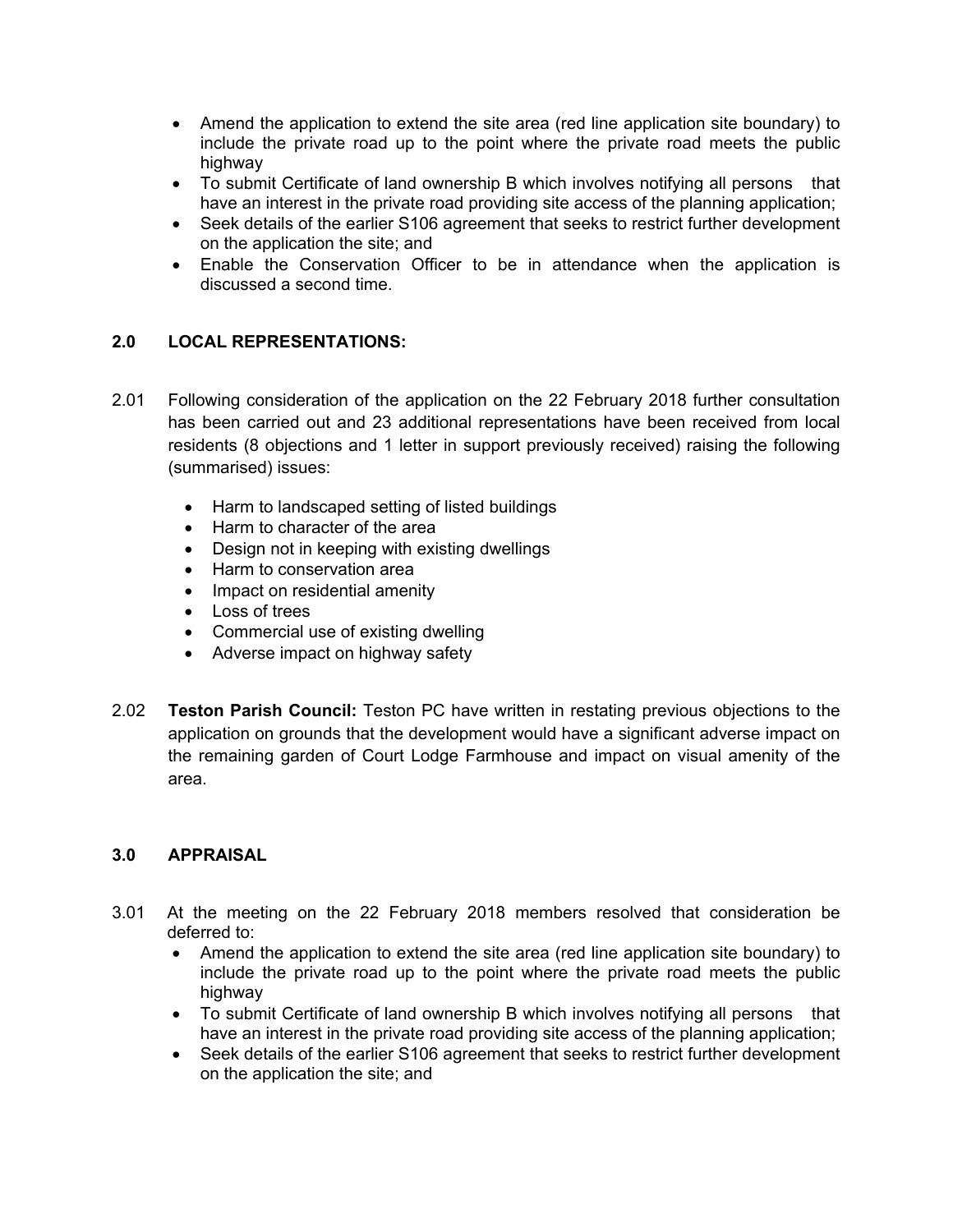- Amend the application to extend the site area (red line application site boundary) to include the private road up to the point where the private road meets the public highway
- To submit Certificate of land ownership B which involves notifying all persons that have an interest in the private road providing site access of the planning application;
- Seek details of the earlier S106 agreement that seeks to restrict further development on the application the site; and
- Enable the Conservation Officer to be in attendance when the application is discussed a second time.

## 2.0 LOCAL REPRESENTATIONS:

2.01 Following consideration of the application on the 22 February 2018 further consultation has been carried out and 23 additional representations have been received from local residents (8 objections and 1 letter in support previously received) raising the following (summarised) issues:

- Harm to landscaped setting of listed buildings
- Harm to character of the area
- Design not in keeping with existing dwellings
- Harm to conservation area
- Impact on residential amenity
- Loss of trees
- Commercial use of existing dwelling
- Adverse impact on highway safety

2.02 **Teston Parish Council:** Teston PC have written in restating previous objections to the application on grounds that the development would have a significant adverse impact on the remaining garden of Court Lodge Farmhouse and impact on visual amenity of the area.

## 3.0 APPRAISAL

3.01 At the meeting on the 22 February 2018 members resolved that consideration be deferred to:

- Amend the application to extend the site area (red line application site boundary) to include the private road up to the point where the private road meets the public highway
- To submit Certificate of land ownership B which involves notifying all persons that have an interest in the private road providing site access of the planning application;
- Seek details of the earlier S106 agreement that seeks to restrict further development on the application the site; and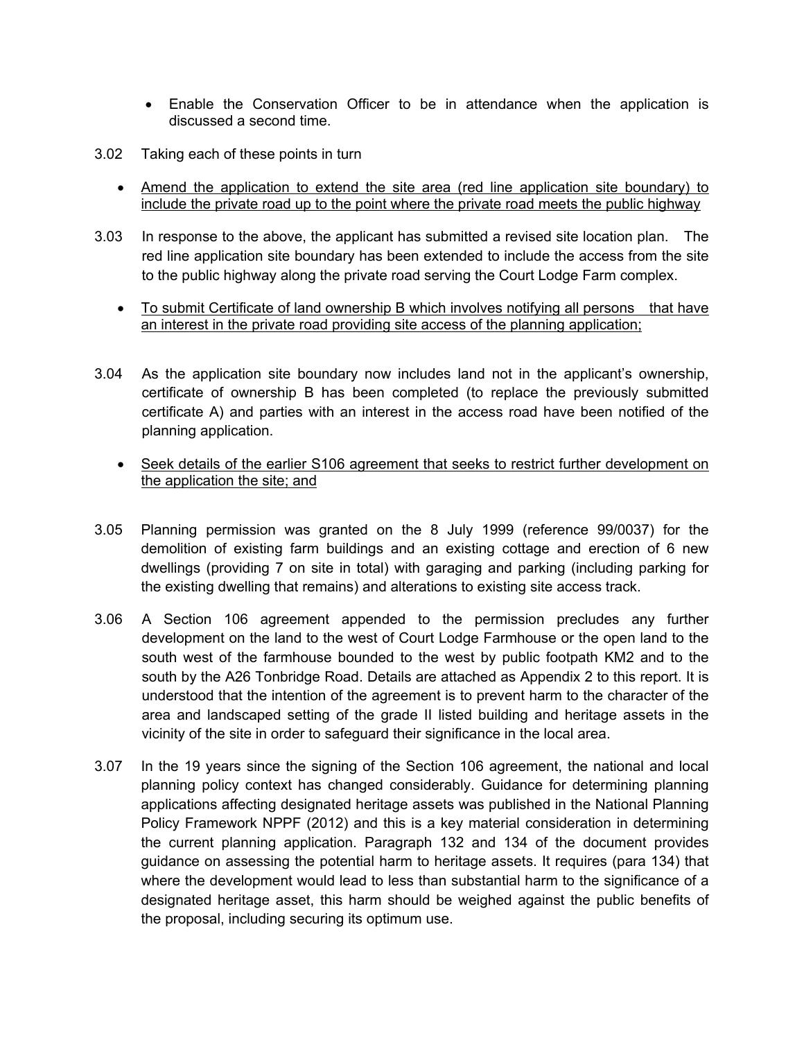- Enable the Conservation Officer to be in attendance when the application is discussed a second time.

3.02 Taking each of these points in turn

- <u>Amend the application to extend the site area (red line application site boundary) to include the private road up to the point where the private road meets the public highway</u>

3.03 In response to the above, the applicant has submitted a revised site location plan. The red line application site boundary has been extended to include the access from the site to the public highway along the private road serving the Court Lodge Farm complex.

- <u>To submit Certificate of land ownership B which involves notifying all persons that have an interest in the private road providing site access of the planning application;</u>

3.04 As the application site boundary now includes land not in the applicant's ownership, certificate of ownership B has been completed (to replace the previously submitted certificate A) and parties with an interest in the access road have been notified of the planning application.

- <u>Seek details of the earlier S106 agreement that seeks to restrict further development on the application the site; and</u>

3.05 Planning permission was granted on the 8 July 1999 (reference 99/0037) for the demolition of existing farm buildings and an existing cottage and erection of 6 new dwellings (providing 7 on site in total) with garaging and parking (including parking for the existing dwelling that remains) and alterations to existing site access track.

3.06 A Section 106 agreement appended to the permission precludes any further development on the land to the west of Court Lodge Farmhouse or the open land to the south west of the farmhouse bounded to the west by public footpath KM2 and to the south by the A26 Tonbridge Road. Details are attached as Appendix 2 to this report. It is understood that the intention of the agreement is to prevent harm to the character of the area and landscaped setting of the grade II listed building and heritage assets in the vicinity of the site in order to safeguard their significance in the local area.

3.07 In the 19 years since the signing of the Section 106 agreement, the national and local planning policy context has changed considerably. Guidance for determining planning applications affecting designated heritage assets was published in the National Planning Policy Framework NPPF (2012) and this is a key material consideration in determining the current planning application. Paragraph 132 and 134 of the document provides guidance on assessing the potential harm to heritage assets. It requires (para 134) that where the development would lead to less than substantial harm to the significance of a designated heritage asset, this harm should be weighed against the public benefits of the proposal, including securing its optimum use.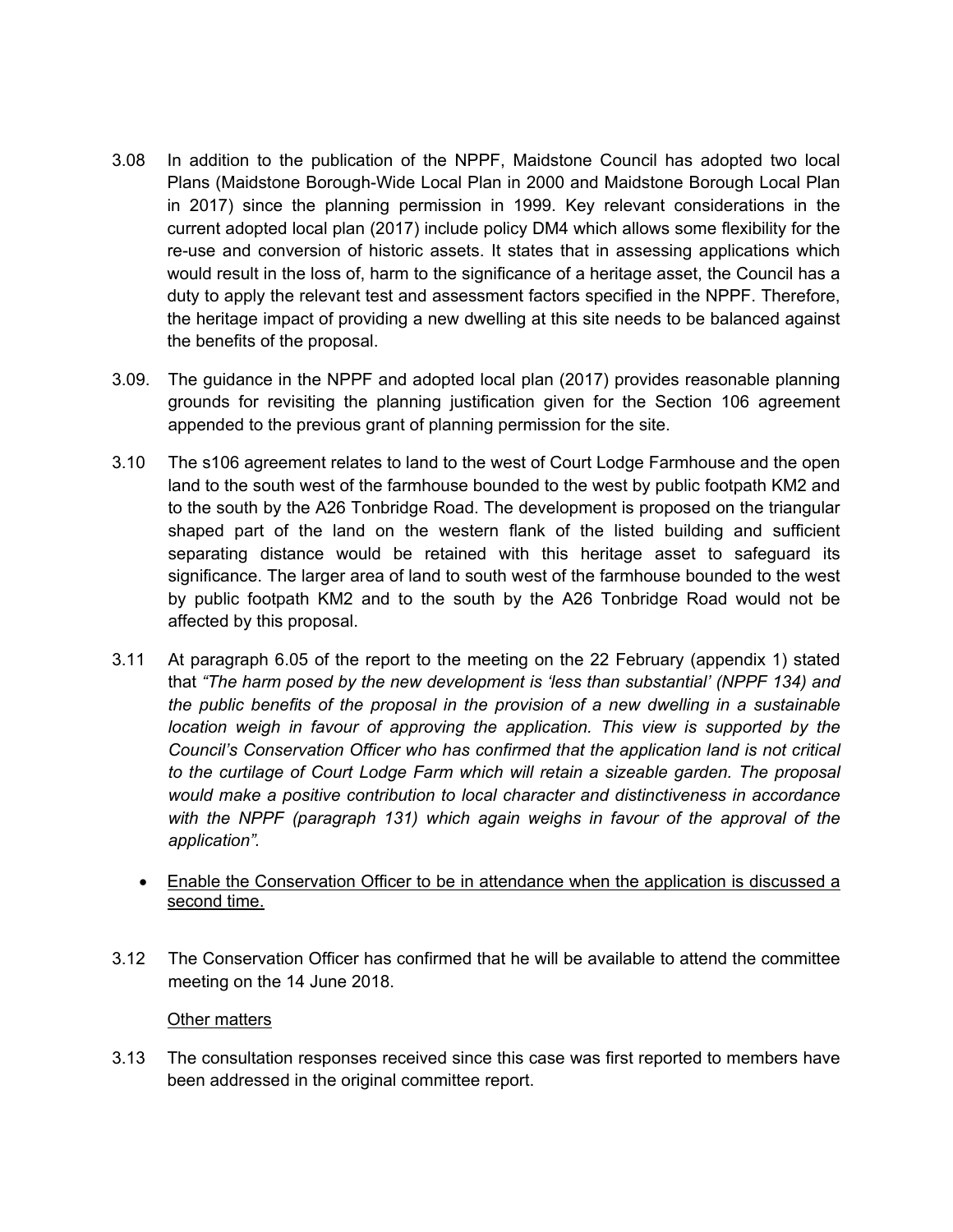3.08 In addition to the publication of the NPPF, Maidstone Council has adopted two local Plans (Maidstone Borough-Wide Local Plan in 2000 and Maidstone Borough Local Plan in 2017) since the planning permission in 1999. Key relevant considerations in the current adopted local plan (2017) include policy DM4 which allows some flexibility for the re-use and conversion of historic assets. It states that in assessing applications which would result in the loss of, harm to the significance of a heritage asset, the Council has a duty to apply the relevant test and assessment factors specified in the NPPF. Therefore, the heritage impact of providing a new dwelling at this site needs to be balanced against the benefits of the proposal.

3.09. The guidance in the NPPF and adopted local plan (2017) provides reasonable planning grounds for revisiting the planning justification given for the Section 106 agreement appended to the previous grant of planning permission for the site.

3.10 The s106 agreement relates to land to the west of Court Lodge Farmhouse and the open land to the south west of the farmhouse bounded to the west by public footpath KM2 and to the south by the A26 Tonbridge Road. The development is proposed on the triangular shaped part of the land on the western flank of the listed building and sufficient separating distance would be retained with this heritage asset to safeguard its significance. The larger area of land to south west of the farmhouse bounded to the west by public footpath KM2 and to the south by the A26 Tonbridge Road would not be affected by this proposal.

3.11 At paragraph 6.05 of the report to the meeting on the 22 February (appendix 1) stated that *"The harm posed by the new development is 'less than substantial' (NPPF 134) and the public benefits of the proposal in the provision of a new dwelling in a sustainable location weigh in favour of approving the application. This view is supported by the Council's Conservation Officer who has confirmed that the application land is not critical to the curtilage of Court Lodge Farm which will retain a sizeable garden. The proposal would make a positive contribution to local character and distinctiveness in accordance with the NPPF (paragraph 131) which again weighs in favour of the approval of the application"*.

- <u>Enable the Conservation Officer to be in attendance when the application is discussed a second time.</u>

3.12 The Conservation Officer has confirmed that he will be available to attend the committee meeting on the 14 June 2018.

<u>Other matters</u>

3.13 The consultation responses received since this case was first reported to members have been addressed in the original committee report.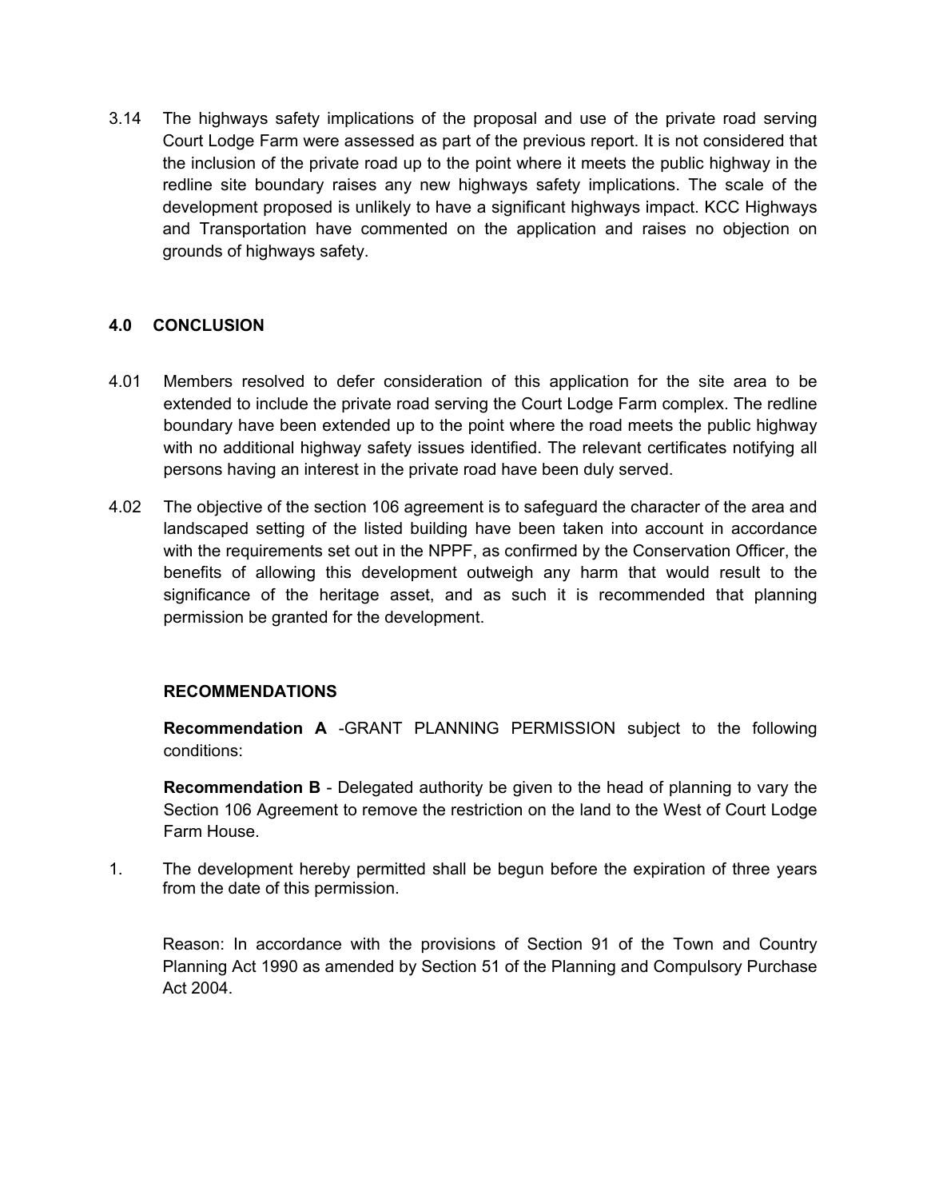3.14 The highways safety implications of the proposal and use of the private road serving Court Lodge Farm were assessed as part of the previous report. It is not considered that the inclusion of the private road up to the point where it meets the public highway in the redline site boundary raises any new highways safety implications. The scale of the development proposed is unlikely to have a significant highways impact. KCC Highways and Transportation have commented on the application and raises no objection on grounds of highways safety.

## 4.0 CONCLUSION

4.01 Members resolved to defer consideration of this application for the site area to be extended to include the private road serving the Court Lodge Farm complex. The redline boundary have been extended up to the point where the road meets the public highway with no additional highway safety issues identified. The relevant certificates notifying all persons having an interest in the private road have been duly served.

4.02 The objective of the section 106 agreement is to safeguard the character of the area and landscaped setting of the listed building have been taken into account in accordance with the requirements set out in the NPPF, as confirmed by the Conservation Officer, the benefits of allowing this development outweigh any harm that would result to the significance of the heritage asset, and as such it is recommended that planning permission be granted for the development.

### RECOMMENDATIONS

**Recommendation A** -GRANT PLANNING PERMISSION subject to the following conditions:

**Recommendation B** - Delegated authority be given to the head of planning to vary the Section 106 Agreement to remove the restriction on the land to the West of Court Lodge Farm House.

1. The development hereby permitted shall be begun before the expiration of three years from the date of this permission.

   Reason: In accordance with the provisions of Section 91 of the Town and Country Planning Act 1990 as amended by Section 51 of the Planning and Compulsory Purchase Act 2004.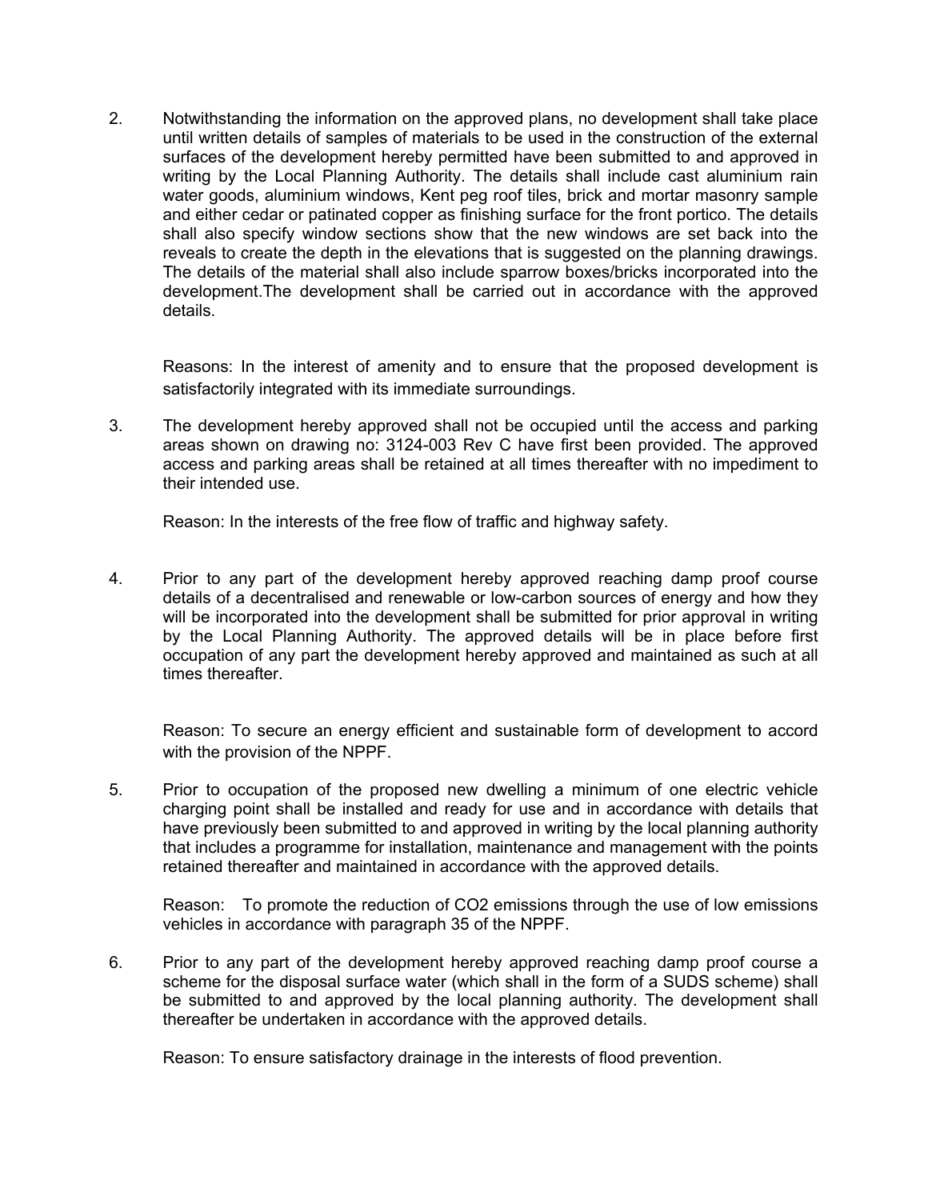2. Notwithstanding the information on the approved plans, no development shall take place until written details of samples of materials to be used in the construction of the external surfaces of the development hereby permitted have been submitted to and approved in writing by the Local Planning Authority. The details shall include cast aluminium rain water goods, aluminium windows, Kent peg roof tiles, brick and mortar masonry sample and either cedar or patinated copper as finishing surface for the front portico. The details shall also specify window sections show that the new windows are set back into the reveals to create the depth in the elevations that is suggested on the planning drawings. The details of the material shall also include sparrow boxes/bricks incorporated into the development.The development shall be carried out in accordance with the approved details.

   Reasons: In the interest of amenity and to ensure that the proposed development is satisfactorily integrated with its immediate surroundings.

3. The development hereby approved shall not be occupied until the access and parking areas shown on drawing no: 3124-003 Rev C have first been provided. The approved access and parking areas shall be retained at all times thereafter with no impediment to their intended use.

   Reason: In the interests of the free flow of traffic and highway safety.

4. Prior to any part of the development hereby approved reaching damp proof course details of a decentralised and renewable or low-carbon sources of energy and how they will be incorporated into the development shall be submitted for prior approval in writing by the Local Planning Authority. The approved details will be in place before first occupation of any part the development hereby approved and maintained as such at all times thereafter.

   Reason: To secure an energy efficient and sustainable form of development to accord with the provision of the NPPF.

5. Prior to occupation of the proposed new dwelling a minimum of one electric vehicle charging point shall be installed and ready for use and in accordance with details that have previously been submitted to and approved in writing by the local planning authority that includes a programme for installation, maintenance and management with the points retained thereafter and maintained in accordance with the approved details.

   Reason: To promote the reduction of $CO_2$ emissions through the use of low emissions vehicles in accordance with paragraph 35 of the NPPF.

6. Prior to any part of the development hereby approved reaching damp proof course a scheme for the disposal surface water (which shall in the form of a SUDS scheme) shall be submitted to and approved by the local planning authority. The development shall thereafter be undertaken in accordance with the approved details.

   Reason: To ensure satisfactory drainage in the interests of flood prevention.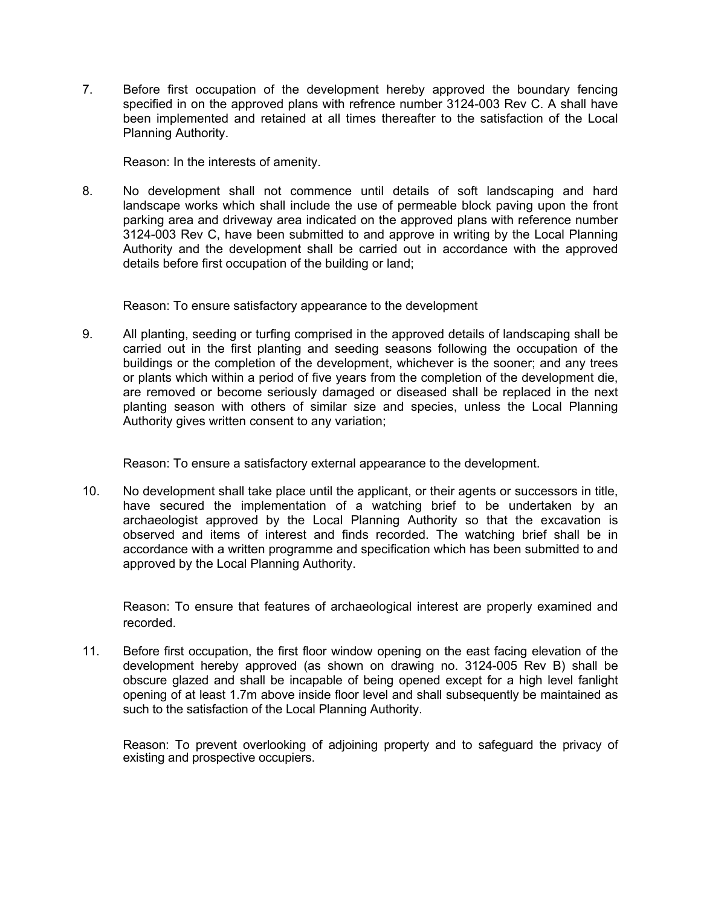7. Before first occupation of the development hereby approved the boundary fencing specified in on the approved plans with refrence number 3124-003 Rev C. A shall have been implemented and retained at all times thereafter to the satisfaction of the Local Planning Authority.

   Reason: In the interests of amenity.

8. No development shall not commence until details of soft landscaping and hard landscape works which shall include the use of permeable block paving upon the front parking area and driveway area indicated on the approved plans with reference number 3124-003 Rev C, have been submitted to and approve in writing by the Local Planning Authority and the development shall be carried out in accordance with the approved details before first occupation of the building or land;

   Reason: To ensure satisfactory appearance to the development

9. All planting, seeding or turfing comprised in the approved details of landscaping shall be carried out in the first planting and seeding seasons following the occupation of the buildings or the completion of the development, whichever is the sooner; and any trees or plants which within a period of five years from the completion of the development die, are removed or become seriously damaged or diseased shall be replaced in the next planting season with others of similar size and species, unless the Local Planning Authority gives written consent to any variation;

   Reason: To ensure a satisfactory external appearance to the development.

10. No development shall take place until the applicant, or their agents or successors in title, have secured the implementation of a watching brief to be undertaken by an archaeologist approved by the Local Planning Authority so that the excavation is observed and items of interest and finds recorded. The watching brief shall be in accordance with a written programme and specification which has been submitted to and approved by the Local Planning Authority.

    Reason: To ensure that features of archaeological interest are properly examined and recorded.

11. Before first occupation, the first floor window opening on the east facing elevation of the development hereby approved (as shown on drawing no. 3124-005 Rev B) shall be obscure glazed and shall be incapable of being opened except for a high level fanlight opening of at least 1.7m above inside floor level and shall subsequently be maintained as such to the satisfaction of the Local Planning Authority.

    Reason: To prevent overlooking of adjoining property and to safeguard the privacy of existing and prospective occupiers.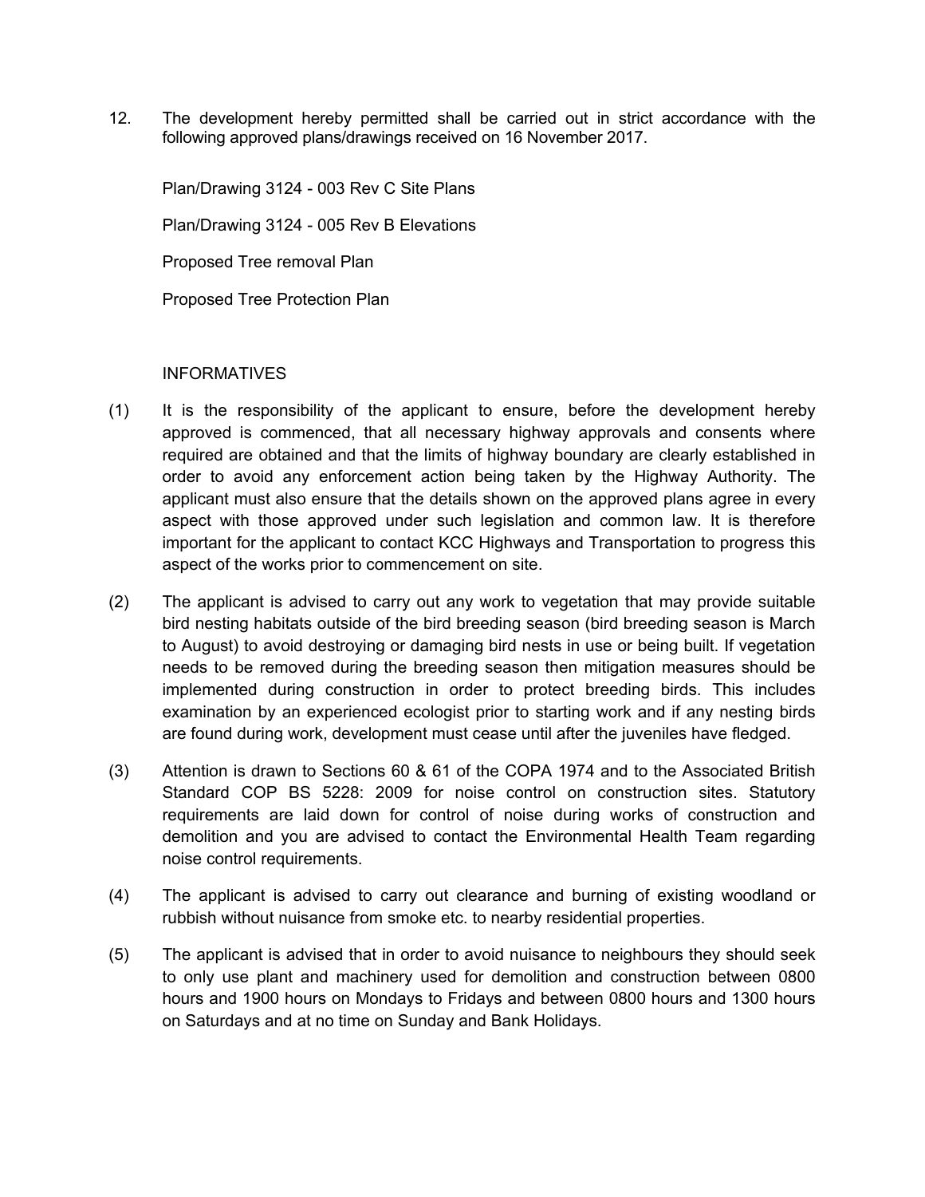12. The development hereby permitted shall be carried out in strict accordance with the following approved plans/drawings received on 16 November 2017.

    Plan/Drawing 3124 - 003 Rev C Site Plans

    Plan/Drawing 3124 - 005 Rev B Elevations

    Proposed Tree removal Plan

    Proposed Tree Protection Plan

INFORMATIVES

(1) It is the responsibility of the applicant to ensure, before the development hereby approved is commenced, that all necessary highway approvals and consents where required are obtained and that the limits of highway boundary are clearly established in order to avoid any enforcement action being taken by the Highway Authority. The applicant must also ensure that the details shown on the approved plans agree in every aspect with those approved under such legislation and common law. It is therefore important for the applicant to contact KCC Highways and Transportation to progress this aspect of the works prior to commencement on site.

(2) The applicant is advised to carry out any work to vegetation that may provide suitable bird nesting habitats outside of the bird breeding season (bird breeding season is March to August) to avoid destroying or damaging bird nests in use or being built. If vegetation needs to be removed during the breeding season then mitigation measures should be implemented during construction in order to protect breeding birds. This includes examination by an experienced ecologist prior to starting work and if any nesting birds are found during work, development must cease until after the juveniles have fledged.

(3) Attention is drawn to Sections 60 & 61 of the COPA 1974 and to the Associated British Standard COP BS 5228: 2009 for noise control on construction sites. Statutory requirements are laid down for control of noise during works of construction and demolition and you are advised to contact the Environmental Health Team regarding noise control requirements.

(4) The applicant is advised to carry out clearance and burning of existing woodland or rubbish without nuisance from smoke etc. to nearby residential properties.

(5) The applicant is advised that in order to avoid nuisance to neighbours they should seek to only use plant and machinery used for demolition and construction between 0800 hours and 1900 hours on Mondays to Fridays and between 0800 hours and 1300 hours on Saturdays and at no time on Sunday and Bank Holidays.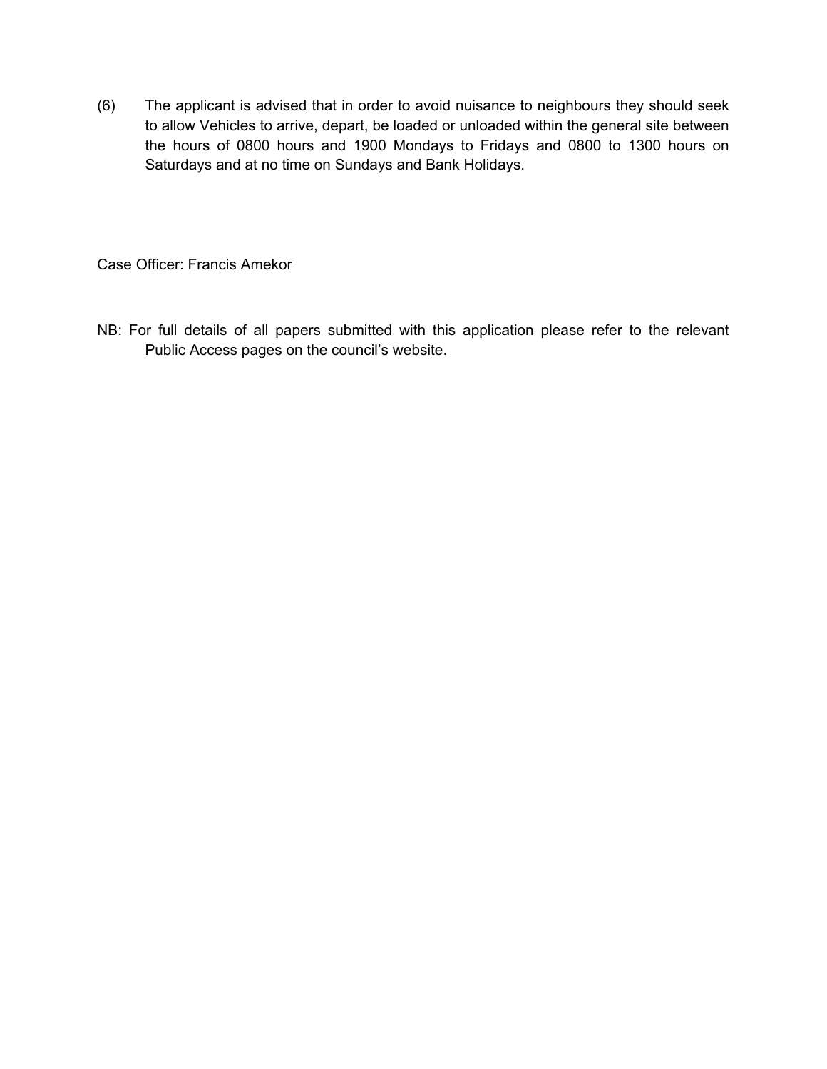(6) The applicant is advised that in order to avoid nuisance to neighbours they should seek to allow Vehicles to arrive, depart, be loaded or unloaded within the general site between the hours of 0800 hours and 1900 Mondays to Fridays and 0800 to 1300 hours on Saturdays and at no time on Sundays and Bank Holidays.

Case Officer: Francis Amekor

NB: For full details of all papers submitted with this application please refer to the relevant Public Access pages on the council's website.